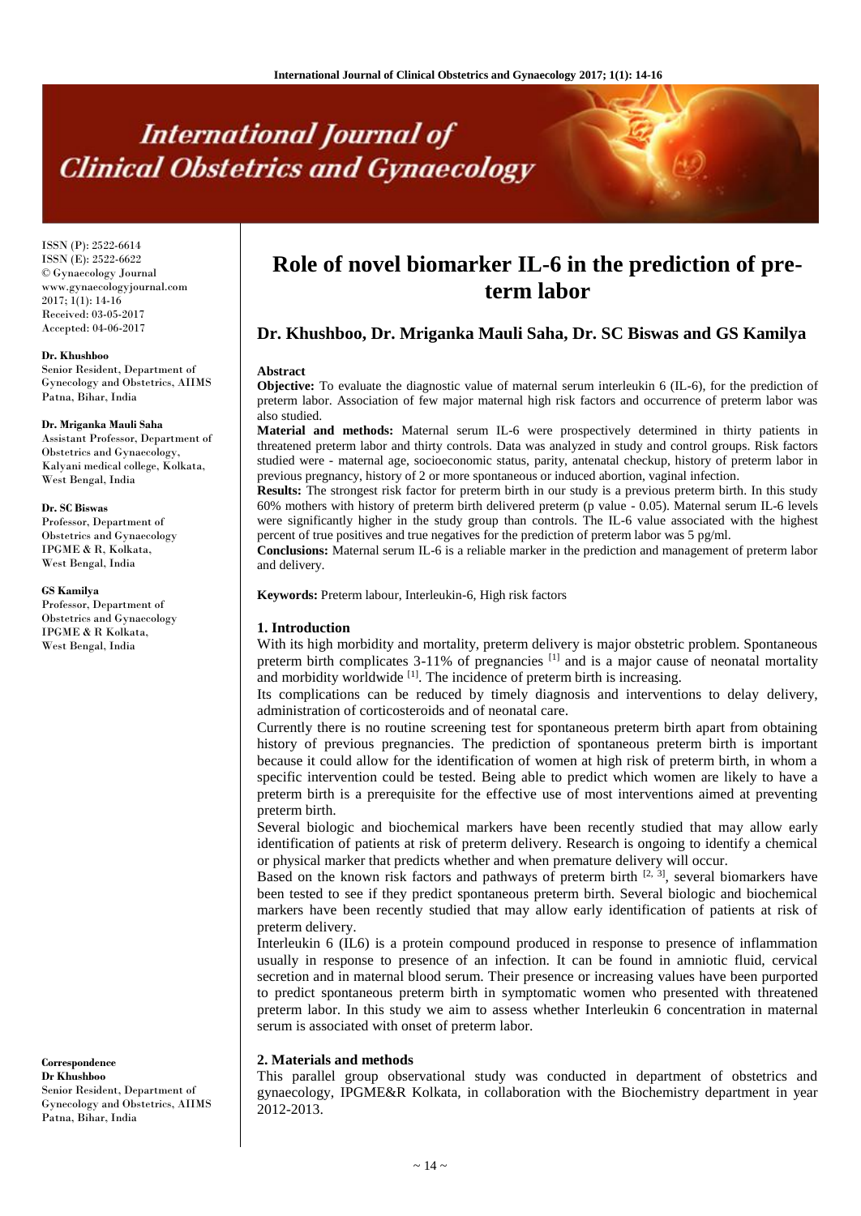# Role of novel biomarker IL-6 in the prediction of preterm labor

## Dr. Khushboo, Dr. Mriganka Mauli Saha, Dr. SC Biswas and GS Kamilya

ISSN (P): 2522-6614
ISSN (E): 2522-6622
© Gynaecology Journal
www.gynaecologyjournal.com
2017; 1(1): 14-16
Received: 03-05-2017
Accepted: 04-06-2017

**Dr. Khushboo**
Senior Resident, Department of Gynecology and Obstetrics, AIIMS Patna, Bihar, India

**Dr. Mriganka Mauli Saha**
Assistant Professor, Department of Obstetrics and Gynaecology, Kalyani medical college, Kolkata, West Bengal, India

**Dr. SC Biswas**
Professor, Department of Obstetrics and Gynaecology IPGME & R, Kolkata, West Bengal, India

**GS Kamilya**
Professor, Department of Obstetrics and Gynaecology IPGME & R Kolkata, West Bengal, India

**Correspondence**
**Dr Khushboo**
Senior Resident, Department of Gynecology and Obstetrics, AIIMS Patna, Bihar, India

**Abstract**

**Objective:** To evaluate the diagnostic value of maternal serum interleukin 6 (IL-6), for the prediction of preterm labor. Association of few major maternal high risk factors and occurrence of preterm labor was also studied.

**Material and methods:** Maternal serum IL-6 were prospectively determined in thirty patients in threatened preterm labor and thirty controls. Data was analyzed in study and control groups. Risk factors studied were - maternal age, socioeconomic status, parity, antenatal checkup, history of preterm labor in previous pregnancy, history of 2 or more spontaneous or induced abortion, vaginal infection.

**Results:** The strongest risk factor for preterm birth in our study is a previous preterm birth. In this study 60% mothers with history of preterm birth delivered preterm (p value - 0.05). Maternal serum IL-6 levels were significantly higher in the study group than controls. The IL-6 value associated with the highest percent of true positives and true negatives for the prediction of preterm labor was 5 pg/ml.

**Conclusions:** Maternal serum IL-6 is a reliable marker in the prediction and management of preterm labor and delivery.

**Keywords:** Preterm labour, Interleukin-6, High risk factors

### 1. Introduction

With its high morbidity and mortality, preterm delivery is major obstetric problem. Spontaneous preterm birth complicates 3-11% of pregnancies [1] and is a major cause of neonatal mortality and morbidity worldwide [1]. The incidence of preterm birth is increasing.

Its complications can be reduced by timely diagnosis and interventions to delay delivery, administration of corticosteroids and of neonatal care.

Currently there is no routine screening test for spontaneous preterm birth apart from obtaining history of previous pregnancies. The prediction of spontaneous preterm birth is important because it could allow for the identification of women at high risk of preterm birth, in whom a specific intervention could be tested. Being able to predict which women are likely to have a preterm birth is a prerequisite for the effective use of most interventions aimed at preventing preterm birth.

Several biologic and biochemical markers have been recently studied that may allow early identification of patients at risk of preterm delivery. Research is ongoing to identify a chemical or physical marker that predicts whether and when premature delivery will occur.

Based on the known risk factors and pathways of preterm birth [2, 3], several biomarkers have been tested to see if they predict spontaneous preterm birth. Several biologic and biochemical markers have been recently studied that may allow early identification of patients at risk of preterm delivery.

Interleukin 6 (IL6) is a protein compound produced in response to presence of inflammation usually in response to presence of an infection. It can be found in amniotic fluid, cervical secretion and in maternal blood serum. Their presence or increasing values have been purported to predict spontaneous preterm birth in symptomatic women who presented with threatened preterm labor. In this study we aim to assess whether Interleukin 6 concentration in maternal serum is associated with onset of preterm labor.

### 2. Materials and methods

This parallel group observational study was conducted in department of obstetrics and gynaecology, IPGME&R Kolkata, in collaboration with the Biochemistry department in year 2012-2013.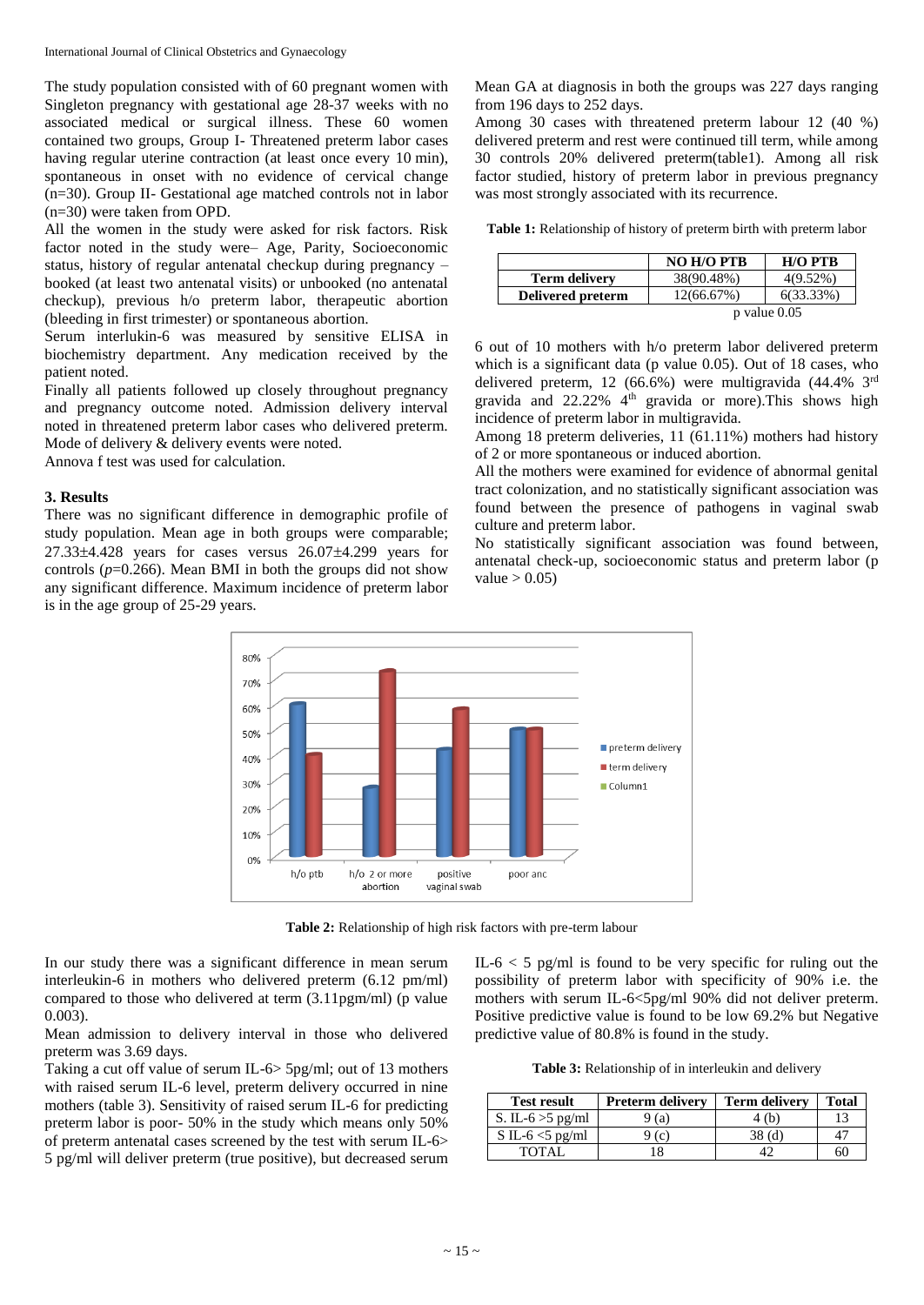The study population consisted with of 60 pregnant women with Singleton pregnancy with gestational age 28-37 weeks with no associated medical or surgical illness. These 60 women contained two groups, Group I- Threatened preterm labor cases having regular uterine contraction (at least once every 10 min), spontaneous in onset with no evidence of cervical change (n=30). Group II- Gestational age matched controls not in labor (n=30) were taken from OPD.

All the women in the study were asked for risk factors. Risk factor noted in the study were– Age, Parity, Socioeconomic status, history of regular antenatal checkup during pregnancy – booked (at least two antenatal visits) or unbooked (no antenatal checkup), previous h/o preterm labor, therapeutic abortion (bleeding in first trimester) or spontaneous abortion.

Serum interlukin-6 was measured by sensitive ELISA in biochemistry department. Any medication received by the patient noted.

Finally all patients followed up closely throughout pregnancy and pregnancy outcome noted. Admission delivery interval noted in threatened preterm labor cases who delivered preterm. Mode of delivery & delivery events were noted.

Annova f test was used for calculation.

### 3. Results

There was no significant difference in demographic profile of study population. Mean age in both groups were comparable; 27.33±4.428 years for cases versus 26.07±4.299 years for controls (*p*=0.266). Mean BMI in both the groups did not show any significant difference. Maximum incidence of preterm labor is in the age group of 25-29 years.

Mean GA at diagnosis in both the groups was 227 days ranging from 196 days to 252 days.

Among 30 cases with threatened preterm labour 12 (40 %) delivered preterm and rest were continued till term, while among 30 controls 20% delivered preterm(table1). Among all risk factor studied, history of preterm labor in previous pregnancy was most strongly associated with its recurrence.

**Table 1:** Relationship of history of preterm birth with preterm labor

| | NO H/O PTB | H/O PTB |
|---|---|---|
| **Term delivery** | 38(90.48%) | 4(9.52%) |
| **Delivered preterm** | 12(66.67%) | 6(33.33%) |
| | p value 0.05 | |

6 out of 10 mothers with h/o preterm labor delivered preterm which is a significant data (p value 0.05). Out of 18 cases, who delivered preterm, 12 (66.6%) were multigravida (44.4% 3rd gravida and 22.22% 4th gravida or more).This shows high incidence of preterm labor in multigravida.

Among 18 preterm deliveries, 11 (61.11%) mothers had history of 2 or more spontaneous or induced abortion.

All the mothers were examined for evidence of abnormal genital tract colonization, and no statistically significant association was found between the presence of pathogens in vaginal swab culture and preterm labor.

No statistically significant association was found between, antenatal check-up, socioeconomic status and preterm labor (p value > 0.05)

**Table 2:** Relationship of high risk factors with pre-term labour

In our study there was a significant difference in mean serum interleukin-6 in mothers who delivered preterm (6.12 pm/ml) compared to those who delivered at term (3.11pgm/ml) (p value 0.003).

Mean admission to delivery interval in those who delivered preterm was 3.69 days.

Taking a cut off value of serum IL-6> 5pg/ml; out of 13 mothers with raised serum IL-6 level, preterm delivery occurred in nine mothers (table 3). Sensitivity of raised serum IL-6 for predicting preterm labor is poor- 50% in the study which means only 50% of preterm antenatal cases screened by the test with serum IL-6> 5 pg/ml will deliver preterm (true positive), but decreased serum IL-6 < 5 pg/ml is found to be very specific for ruling out the possibility of preterm labor with specificity of 90% i.e. the mothers with serum IL-6<5pg/ml 90% did not deliver preterm. Positive predictive value is found to be low 69.2% but Negative predictive value of 80.8% is found in the study.

**Table 3:** Relationship of in interleukin and delivery

| Test result | Preterm delivery | Term delivery | Total |
|---|---|---|---|
| S. IL-6 >5 pg/ml | 9 (a) | 4 (b) | 13 |
| S IL-6 <5 pg/ml | 9 (c) | 38 (d) | 47 |
| TOTAL | 18 | 42 | 60 |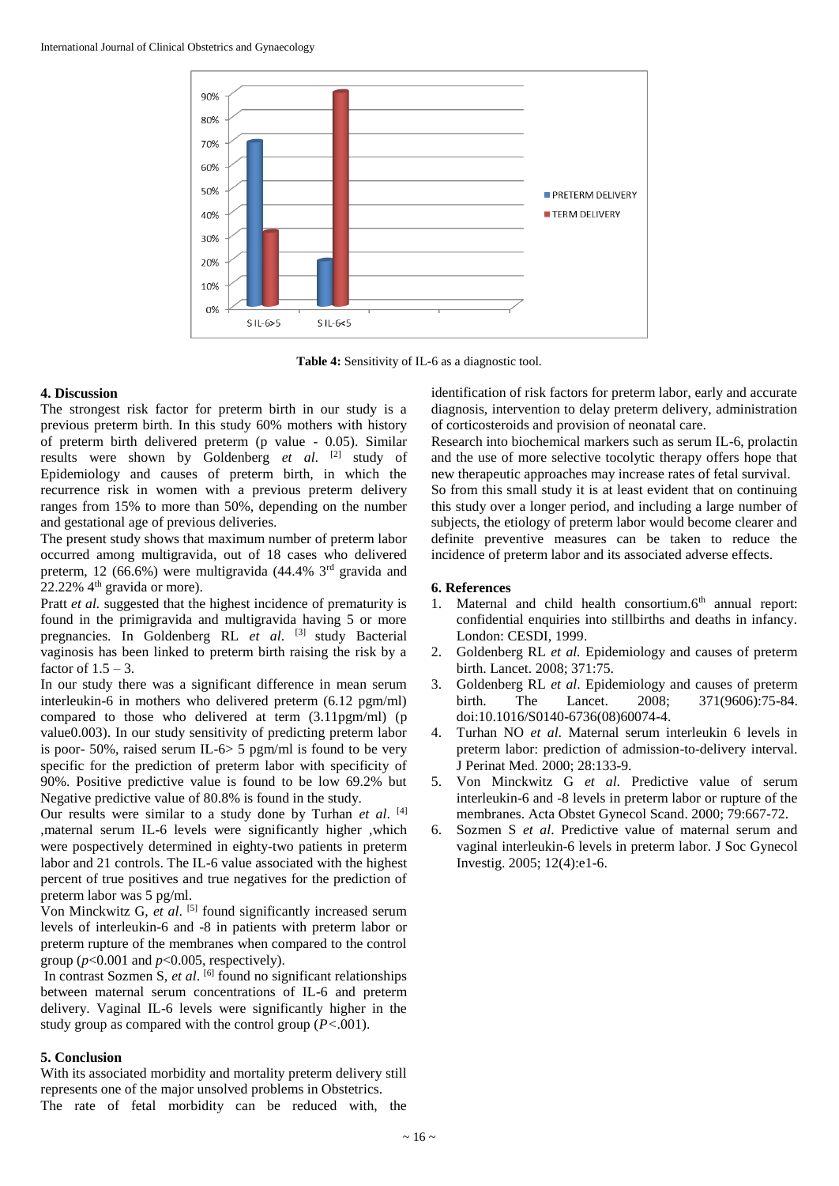90%
80%
70%
60%
50%
40%
30%
20%
10%
0%

S IL-6>5
S IL-6<5

PRETERM DELIVERY
TERM DELIVERY

**Table 4:** Sensitivity of IL-6 as a diagnostic tool.

## 4. Discussion

The strongest risk factor for preterm birth in our study is a previous preterm birth. In this study 60% mothers with history of preterm birth delivered preterm (p value - 0.05). Similar results were shown by Goldenberg *et al.* [2] study of Epidemiology and causes of preterm birth, in which the recurrence risk in women with a previous preterm delivery ranges from 15% to more than 50%, depending on the number and gestational age of previous deliveries.

The present study shows that maximum number of preterm labor occurred among multigravida, out of 18 cases who delivered preterm, 12 (66.6%) were multigravida (44.4% 3rd gravida and 22.22% 4th gravida or more).

Pratt *et al.* suggested that the highest incidence of prematurity is found in the primigravida and multigravida having 5 or more pregnancies. In Goldenberg RL *et al.* [3] study Bacterial vaginosis has been linked to preterm birth raising the risk by a factor of 1.5 – 3.

In our study there was a significant difference in mean serum interleukin-6 in mothers who delivered preterm (6.12 pgm/ml) compared to those who delivered at term (3.11pgm/ml) (p value0.003). In our study sensitivity of predicting preterm labor is poor- 50%, raised serum IL-6> 5 pgm/ml is found to be very specific for the prediction of preterm labor with specificity of 90%. Positive predictive value is found to be low 69.2% but Negative predictive value of 80.8% is found in the study.

Our results were similar to a study done by Turhan *et al.* [4] ,maternal serum IL-6 levels were significantly higher ,which were pospectively determined in eighty-two patients in preterm labor and 21 controls. The IL-6 value associated with the highest percent of true positives and true negatives for the prediction of preterm labor was 5 pg/ml.

Von Minckwitz G, *et al.* [5] found significantly increased serum levels of interleukin-6 and -8 in patients with preterm labor or preterm rupture of the membranes when compared to the control group ($p$<0.001 and $p$<0.005, respectively).

In contrast Sozmen S, *et al.* [6] found no significant relationships between maternal serum concentrations of IL-6 and preterm delivery. Vaginal IL-6 levels were significantly higher in the study group as compared with the control group ($P$<.001).

## 5. Conclusion

With its associated morbidity and mortality preterm delivery still represents one of the major unsolved problems in Obstetrics.

The rate of fetal morbidity can be reduced with, the identification of risk factors for preterm labor, early and accurate diagnosis, intervention to delay preterm delivery, administration of corticosteroids and provision of neonatal care.

Research into biochemical markers such as serum IL-6, prolactin and the use of more selective tocolytic therapy offers hope that new therapeutic approaches may increase rates of fetal survival.

So from this small study it is at least evident that on continuing this study over a longer period, and including a large number of subjects, the etiology of preterm labor would become clearer and definite preventive measures can be taken to reduce the incidence of preterm labor and its associated adverse effects.

## 6. References

1. Maternal and child health consortium.6th annual report: confidential enquiries into stillbirths and deaths in infancy. London: CESDI, 1999.
2. Goldenberg RL *et al.* Epidemiology and causes of preterm birth. Lancet. 2008; 371:75.
3. Goldenberg RL *et al*. Epidemiology and causes of preterm birth. The Lancet. 2008; 371(9606):75-84. doi:10.1016/S0140-6736(08)60074-4.
4. Turhan NO *et al.* Maternal serum interleukin 6 levels in preterm labor: prediction of admission-to-delivery interval. J Perinat Med. 2000; 28:133-9.
5. Von Minckwitz G *et al.* Predictive value of serum interleukin-6 and -8 levels in preterm labor or rupture of the membranes. Acta Obstet Gynecol Scand. 2000; 79:667-72.
6. Sozmen S *et al*. Predictive value of maternal serum and vaginal interleukin-6 levels in preterm labor. J Soc Gynecol Investig. 2005; 12(4):e1-6.